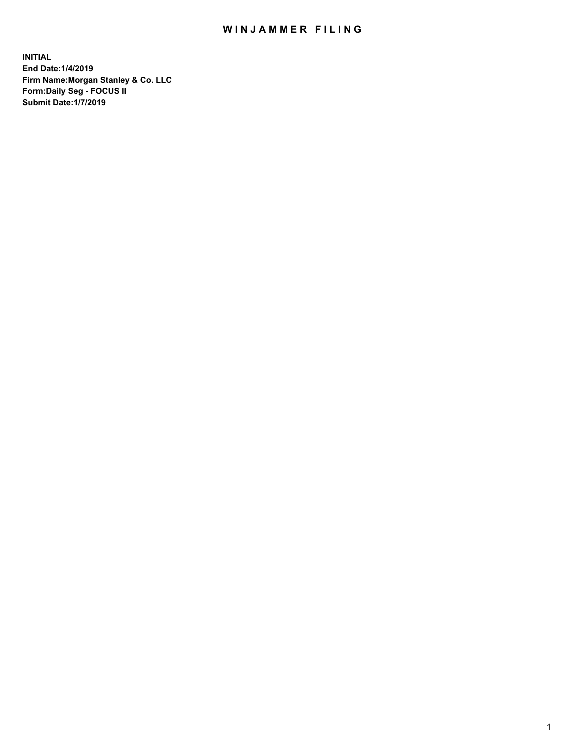# WINJAMMER FILING

**INITIAL**
**End Date:1/4/2019**
**Firm Name:Morgan Stanley & Co. LLC**
**Form:Daily Seg - FOCUS II**
**Submit Date:1/7/2019**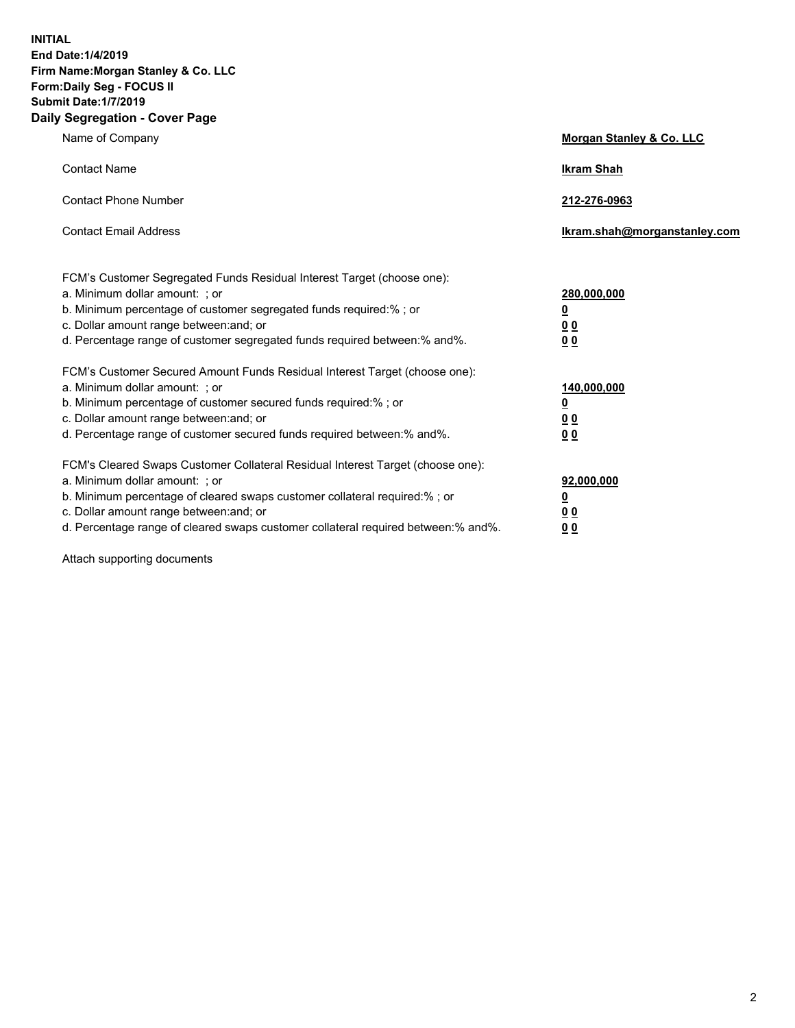**INITIAL**
**End Date:1/4/2019**
**Firm Name:Morgan Stanley & Co. LLC**
**Form:Daily Seg - FOCUS II**
**Submit Date:1/7/2019**

## Daily Segregation - Cover Page

| | |
|---|---|
| Name of Company | **Morgan Stanley & Co. LLC** |
| Contact Name | **Ikram Shah** |
| Contact Phone Number | **212-276-0963** |
| Contact Email Address | **Ikram.shah@morganstanley.com** |

| | |
|---|---|
| FCM's Customer Segregated Funds Residual Interest Target (choose one): | |
| a. Minimum dollar amount: ; or | **280,000,000** |
| b. Minimum percentage of customer segregated funds required:% ; or | **0** |
| c. Dollar amount range between:and; or | **0 0** |
| d. Percentage range of customer segregated funds required between:% and%. | **0 0** |
| FCM's Customer Secured Amount Funds Residual Interest Target (choose one): | |
| a. Minimum dollar amount: ; or | **140,000,000** |
| b. Minimum percentage of customer secured funds required:% ; or | **0** |
| c. Dollar amount range between:and; or | **0 0** |
| d. Percentage range of customer secured funds required between:% and%. | **0 0** |
| FCM's Cleared Swaps Customer Collateral Residual Interest Target (choose one): | |
| a. Minimum dollar amount: ; or | **92,000,000** |
| b. Minimum percentage of cleared swaps customer collateral required:% ; or | **0** |
| c. Dollar amount range between:and; or | **0 0** |
| d. Percentage range of cleared swaps customer collateral required between:% and%. | **0 0** |

Attach supporting documents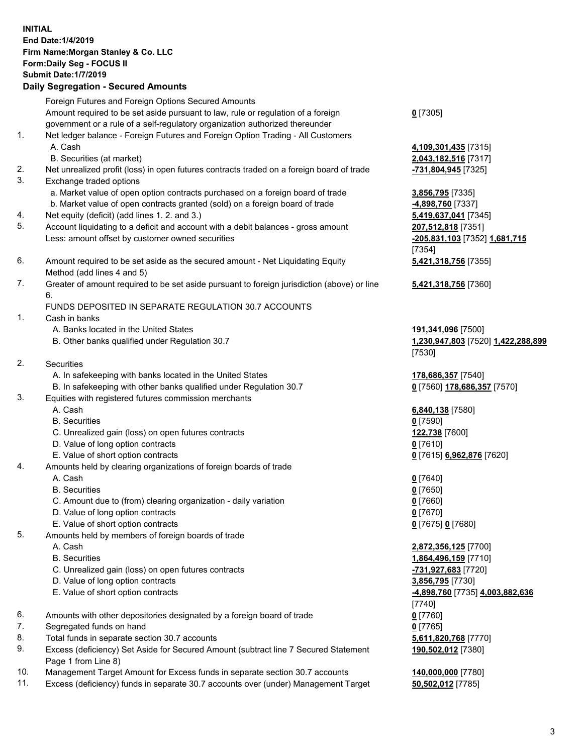**INITIAL**
**End Date:1/4/2019**
**Firm Name:Morgan Stanley & Co. LLC**
**Form:Daily Seg - FOCUS II**
**Submit Date:1/7/2019**

## Daily Segregation - Secured Amounts

| | | |
|---|---|---|
| | Foreign Futures and Foreign Options Secured Amounts | |
| | Amount required to be set aside pursuant to law, rule or regulation of a foreign government or a rule of a self-regulatory organization authorized thereunder | **0** [7305] |
| 1. | Net ledger balance - Foreign Futures and Foreign Option Trading - All Customers | |
| | A. Cash | **4,109,301,435** [7315] |
| | B. Securities (at market) | **2,043,182,516** [7317] |
| 2. | Net unrealized profit (loss) in open futures contracts traded on a foreign board of trade | **-731,804,945** [7325] |
| 3. | Exchange traded options | |
| | a. Market value of open option contracts purchased on a foreign board of trade | **3,856,795** [7335] |
| | b. Market value of open contracts granted (sold) on a foreign board of trade | **-4,898,760** [7337] |
| 4. | Net equity (deficit) (add lines 1. 2. and 3.) | **5,419,637,041** [7345] |
| 5. | Account liquidating to a deficit and account with a debit balances - gross amount | **207,512,818** [7351] |
| | Less: amount offset by customer owned securities | **-205,831,103** [7352] **1,681,715** [7354] |
| 6. | Amount required to be set aside as the secured amount - Net Liquidating Equity Method (add lines 4 and 5) | **5,421,318,756** [7355] |
| 7. | Greater of amount required to be set aside pursuant to foreign jurisdiction (above) or line 6. | **5,421,318,756** [7360] |
| | FUNDS DEPOSITED IN SEPARATE REGULATION 30.7 ACCOUNTS | |
| 1. | Cash in banks | |
| | A. Banks located in the United States | **191,341,096** [7500] |
| | B. Other banks qualified under Regulation 30.7 | **1,230,947,803** [7520] **1,422,288,899** [7530] |
| 2. | Securities | |
| | A. In safekeeping with banks located in the United States | **178,686,357** [7540] |
| | B. In safekeeping with other banks qualified under Regulation 30.7 | **0** [7560] **178,686,357** [7570] |
| 3. | Equities with registered futures commission merchants | |
| | A. Cash | **6,840,138** [7580] |
| | B. Securities | **0** [7590] |
| | C. Unrealized gain (loss) on open futures contracts | **122,738** [7600] |
| | D. Value of long option contracts | **0** [7610] |
| | E. Value of short option contracts | **0** [7615] **6,962,876** [7620] |
| 4. | Amounts held by clearing organizations of foreign boards of trade | |
| | A. Cash | **0** [7640] |
| | B. Securities | **0** [7650] |
| | C. Amount due to (from) clearing organization - daily variation | **0** [7660] |
| | D. Value of long option contracts | **0** [7670] |
| | E. Value of short option contracts | **0** [7675] **0** [7680] |
| 5. | Amounts held by members of foreign boards of trade | |
| | A. Cash | **2,872,356,125** [7700] |
| | B. Securities | **1,864,496,159** [7710] |
| | C. Unrealized gain (loss) on open futures contracts | **-731,927,683** [7720] |
| | D. Value of long option contracts | **3,856,795** [7730] |
| | E. Value of short option contracts | **-4,898,760** [7735] **4,003,882,636** [7740] |
| 6. | Amounts with other depositories designated by a foreign board of trade | **0** [7760] |
| 7. | Segregated funds on hand | **0** [7765] |
| 8. | Total funds in separate section 30.7 accounts | **5,611,820,768** [7770] |
| 9. | Excess (deficiency) Set Aside for Secured Amount (subtract line 7 Secured Statement Page 1 from Line 8) | **190,502,012** [7380] |
| 10. | Management Target Amount for Excess funds in separate section 30.7 accounts | **140,000,000** [7780] |
| 11. | Excess (deficiency) funds in separate 30.7 accounts over (under) Management Target | **50,502,012** [7785] |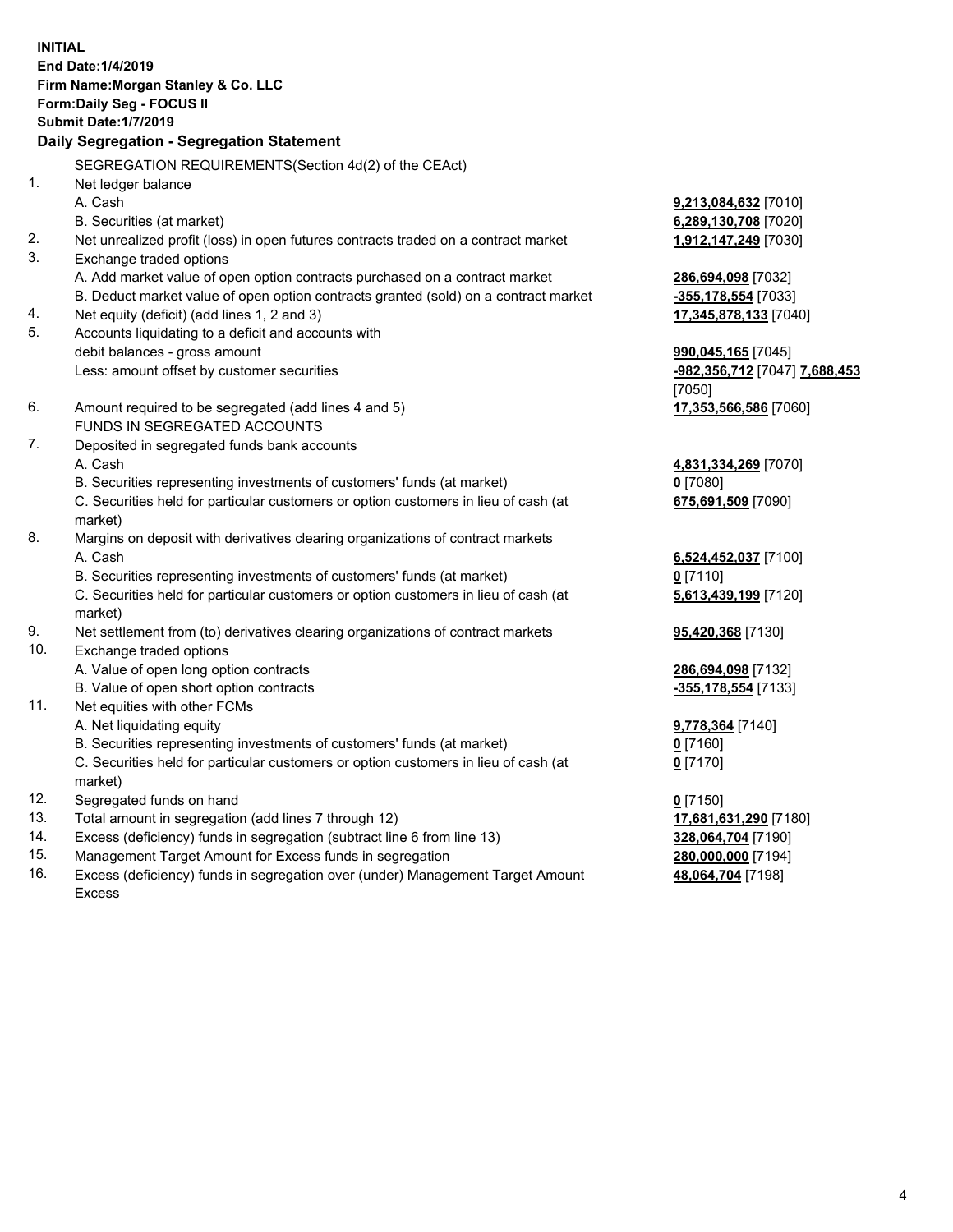**INITIAL**
**End Date:1/4/2019**
**Firm Name:Morgan Stanley & Co. LLC**
**Form:Daily Seg - FOCUS II**
**Submit Date:1/7/2019**

## Daily Segregation - Segregation Statement

SEGREGATION REQUIREMENTS(Section 4d(2) of the CEAct)

| | | |
|---|---|---|
| 1. | Net ledger balance | |
| | A. Cash | **9,213,084,632** [7010] |
| | B. Securities (at market) | **6,289,130,708** [7020] |
| 2. | Net unrealized profit (loss) in open futures contracts traded on a contract market | **1,912,147,249** [7030] |
| 3. | Exchange traded options | |
| | A. Add market value of open option contracts purchased on a contract market | **286,694,098** [7032] |
| | B. Deduct market value of open option contracts granted (sold) on a contract market | **-355,178,554** [7033] |
| 4. | Net equity (deficit) (add lines 1, 2 and 3) | **17,345,878,133** [7040] |
| 5. | Accounts liquidating to a deficit and accounts with debit balances - gross amount | **990,045,165** [7045] |
| | Less: amount offset by customer securities | **-982,356,712** [7047] **7,688,453** [7050] |
| 6. | Amount required to be segregated (add lines 4 and 5) | **17,353,566,586** [7060] |
| | FUNDS IN SEGREGATED ACCOUNTS | |
| 7. | Deposited in segregated funds bank accounts | |
| | A. Cash | **4,831,334,269** [7070] |
| | B. Securities representing investments of customers' funds (at market) | **0** [7080] |
| | C. Securities held for particular customers or option customers in lieu of cash (at market) | **675,691,509** [7090] |
| 8. | Margins on deposit with derivatives clearing organizations of contract markets | |
| | A. Cash | **6,524,452,037** [7100] |
| | B. Securities representing investments of customers' funds (at market) | **0** [7110] |
| | C. Securities held for particular customers or option customers in lieu of cash (at market) | **5,613,439,199** [7120] |
| 9. | Net settlement from (to) derivatives clearing organizations of contract markets | **95,420,368** [7130] |
| 10. | Exchange traded options | |
| | A. Value of open long option contracts | **286,694,098** [7132] |
| | B. Value of open short option contracts | **-355,178,554** [7133] |
| 11. | Net equities with other FCMs | |
| | A. Net liquidating equity | **9,778,364** [7140] |
| | B. Securities representing investments of customers' funds (at market) | **0** [7160] |
| | C. Securities held for particular customers or option customers in lieu of cash (at market) | **0** [7170] |
| 12. | Segregated funds on hand | **0** [7150] |
| 13. | Total amount in segregation (add lines 7 through 12) | **17,681,631,290** [7180] |
| 14. | Excess (deficiency) funds in segregation (subtract line 6 from line 13) | **328,064,704** [7190] |
| 15. | Management Target Amount for Excess funds in segregation | **280,000,000** [7194] |
| 16. | Excess (deficiency) funds in segregation over (under) Management Target Amount Excess | **48,064,704** [7198] |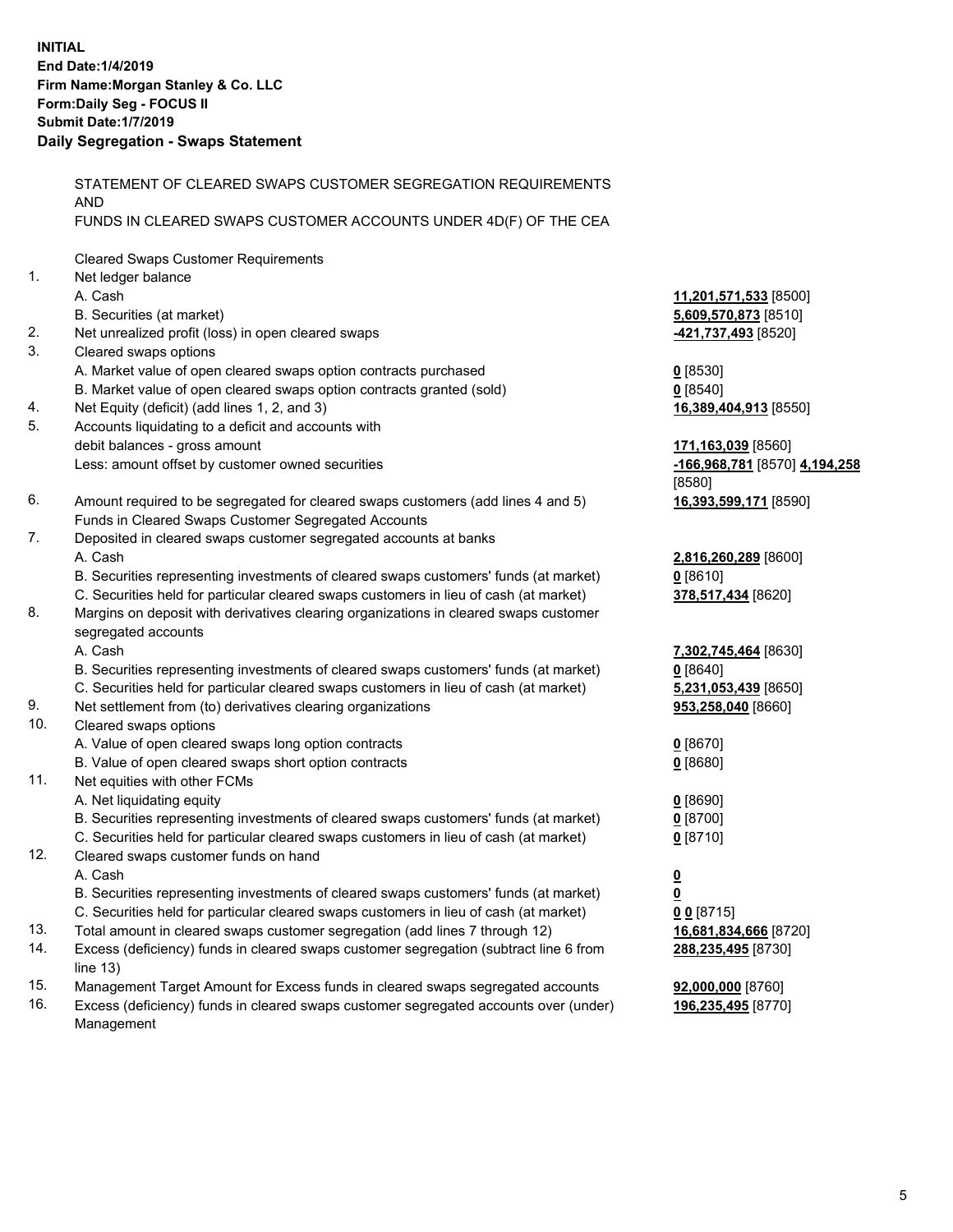**INITIAL**
**End Date:1/4/2019**
**Firm Name:Morgan Stanley & Co. LLC**
**Form:Daily Seg - FOCUS II**
**Submit Date:1/7/2019**
**Daily Segregation - Swaps Statement**

STATEMENT OF CLEARED SWAPS CUSTOMER SEGREGATION REQUIREMENTS AND FUNDS IN CLEARED SWAPS CUSTOMER ACCOUNTS UNDER 4D(F) OF THE CEA

| | | |
|---|---|---|
| | Cleared Swaps Customer Requirements | |
| 1. | Net ledger balance | |
| | A. Cash | **11,201,571,533** [8500] |
| | B. Securities (at market) | **5,609,570,873** [8510] |
| 2. | Net unrealized profit (loss) in open cleared swaps | **-421,737,493** [8520] |
| 3. | Cleared swaps options | |
| | A. Market value of open cleared swaps option contracts purchased | **0** [8530] |
| | B. Market value of open cleared swaps option contracts granted (sold) | **0** [8540] |
| 4. | Net Equity (deficit) (add lines 1, 2, and 3) | **16,389,404,913** [8550] |
| 5. | Accounts liquidating to a deficit and accounts with | |
| | debit balances - gross amount | **171,163,039** [8560] |
| | Less: amount offset by customer owned securities | **-166,968,781** [8570] **4,194,258** [8580] |
| 6. | Amount required to be segregated for cleared swaps customers (add lines 4 and 5) | **16,393,599,171** [8590] |
| | Funds in Cleared Swaps Customer Segregated Accounts | |
| 7. | Deposited in cleared swaps customer segregated accounts at banks | |
| | A. Cash | **2,816,260,289** [8600] |
| | B. Securities representing investments of cleared swaps customers' funds (at market) | **0** [8610] |
| | C. Securities held for particular cleared swaps customers in lieu of cash (at market) | **378,517,434** [8620] |
| 8. | Margins on deposit with derivatives clearing organizations in cleared swaps customer segregated accounts | |
| | A. Cash | **7,302,745,464** [8630] |
| | B. Securities representing investments of cleared swaps customers' funds (at market) | **0** [8640] |
| | C. Securities held for particular cleared swaps customers in lieu of cash (at market) | **5,231,053,439** [8650] |
| 9. | Net settlement from (to) derivatives clearing organizations | **953,258,040** [8660] |
| 10. | Cleared swaps options | |
| | A. Value of open cleared swaps long option contracts | **0** [8670] |
| | B. Value of open cleared swaps short option contracts | **0** [8680] |
| 11. | Net equities with other FCMs | |
| | A. Net liquidating equity | **0** [8690] |
| | B. Securities representing investments of cleared swaps customers' funds (at market) | **0** [8700] |
| | C. Securities held for particular cleared swaps customers in lieu of cash (at market) | **0** [8710] |
| 12. | Cleared swaps customer funds on hand | |
| | A. Cash | **0** |
| | B. Securities representing investments of cleared swaps customers' funds (at market) | **0** |
| | C. Securities held for particular cleared swaps customers in lieu of cash (at market) | **0** **0** [8715] |
| 13. | Total amount in cleared swaps customer segregation (add lines 7 through 12) | **16,681,834,666** [8720] |
| 14. | Excess (deficiency) funds in cleared swaps customer segregation (subtract line 6 from line 13) | **288,235,495** [8730] |
| 15. | Management Target Amount for Excess funds in cleared swaps segregated accounts | **92,000,000** [8760] |
| 16. | Excess (deficiency) funds in cleared swaps customer segregated accounts over (under) Management | **196,235,495** [8770] |